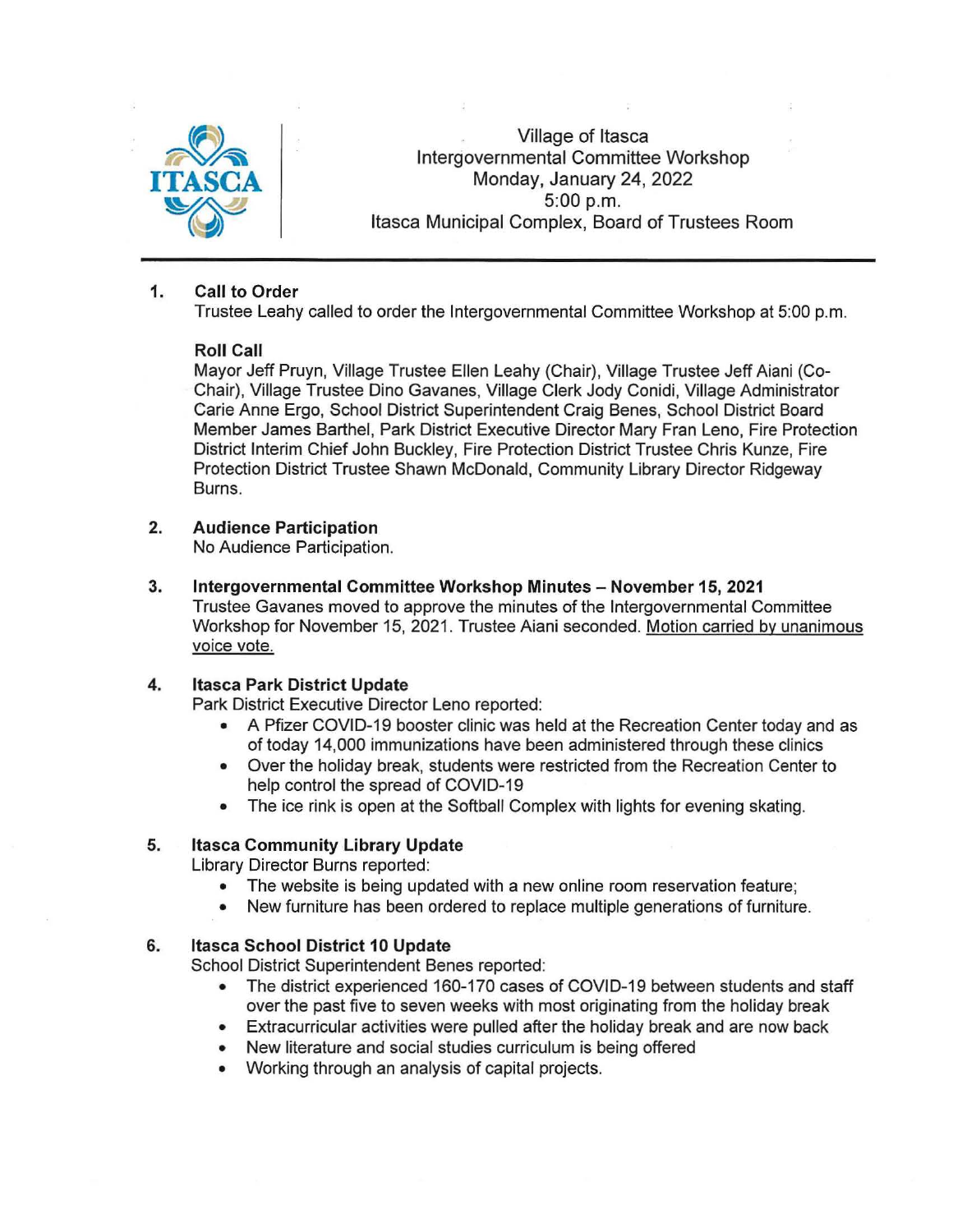Village of Itasca
Intergovernmental Committee Workshop
Monday, January 24, 2022
5:00 p.m.
Itasca Municipal Complex, Board of Trustees Room

---

1. **Call to Order**
   Trustee Leahy called to order the Intergovernmental Committee Workshop at 5:00 p.m.

   **Roll Call**
   Mayor Jeff Pruyn, Village Trustee Ellen Leahy (Chair), Village Trustee Jeff Aiani (Co-Chair), Village Trustee Dino Gavanes, Village Clerk Jody Conidi, Village Administrator Carie Anne Ergo, School District Superintendent Craig Benes, School District Board Member James Barthel, Park District Executive Director Mary Fran Leno, Fire Protection District Interim Chief John Buckley, Fire Protection District Trustee Chris Kunze, Fire Protection District Trustee Shawn McDonald, Community Library Director Ridgeway Burns.

2. **Audience Participation**
   No Audience Participation.

3. **Intergovernmental Committee Workshop Minutes – November 15, 2021**
   Trustee Gavanes moved to approve the minutes of the Intergovernmental Committee Workshop for November 15, 2021. Trustee Aiani seconded. Motion carried by unanimous voice vote.

4. **Itasca Park District Update**
   Park District Executive Director Leno reported:
   - A Pfizer COVID-19 booster clinic was held at the Recreation Center today and as of today 14,000 immunizations have been administered through these clinics
   - Over the holiday break, students were restricted from the Recreation Center to help control the spread of COVID-19
   - The ice rink is open at the Softball Complex with lights for evening skating.

5. **Itasca Community Library Update**
   Library Director Burns reported:
   - The website is being updated with a new online room reservation feature;
   - New furniture has been ordered to replace multiple generations of furniture.

6. **Itasca School District 10 Update**
   School District Superintendent Benes reported:
   - The district experienced 160-170 cases of COVID-19 between students and staff over the past five to seven weeks with most originating from the holiday break
   - Extracurricular activities were pulled after the holiday break and are now back
   - New literature and social studies curriculum is being offered
   - Working through an analysis of capital projects.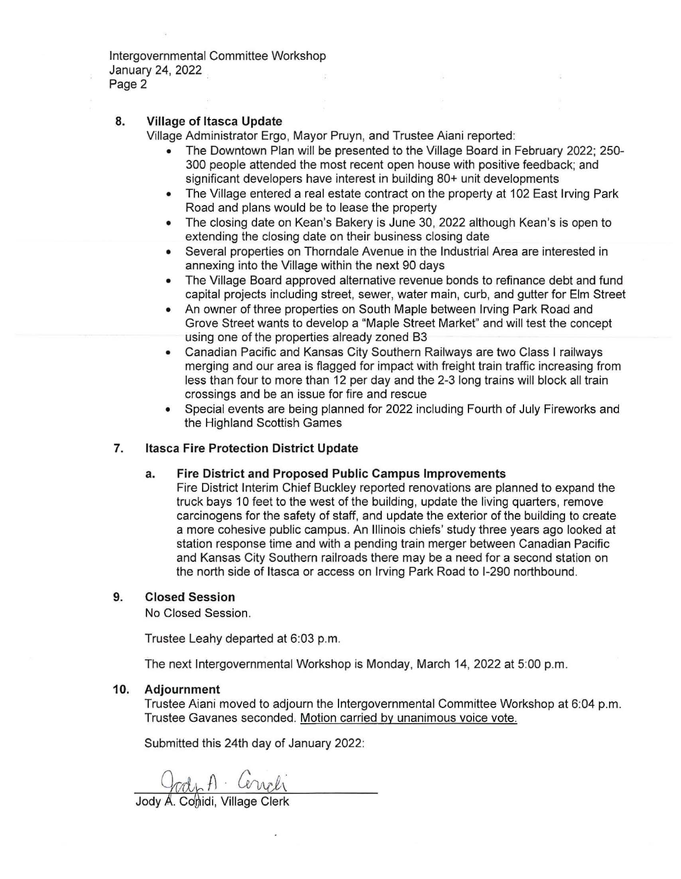## 8. Village of Itasca Update

Village Administrator Ergo, Mayor Pruyn, and Trustee Aiani reported:

- The Downtown Plan will be presented to the Village Board in February 2022; 250-300 people attended the most recent open house with positive feedback; and significant developers have interest in building 80+ unit developments
- The Village entered a real estate contract on the property at 102 East Irving Park Road and plans would be to lease the property
- The closing date on Kean's Bakery is June 30, 2022 although Kean's is open to extending the closing date on their business closing date
- Several properties on Thorndale Avenue in the Industrial Area are interested in annexing into the Village within the next 90 days
- The Village Board approved alternative revenue bonds to refinance debt and fund capital projects including street, sewer, water main, curb, and gutter for Elm Street
- An owner of three properties on South Maple between Irving Park Road and Grove Street wants to develop a "Maple Street Market" and will test the concept using one of the properties already zoned B3
- Canadian Pacific and Kansas City Southern Railways are two Class I railways merging and our area is flagged for impact with freight train traffic increasing from less than four to more than 12 per day and the 2-3 long trains will block all train crossings and be an issue for fire and rescue
- Special events are being planned for 2022 including Fourth of July Fireworks and the Highland Scottish Games

## 7. Itasca Fire Protection District Update

### a. Fire District and Proposed Public Campus Improvements

Fire District Interim Chief Buckley reported renovations are planned to expand the truck bays 10 feet to the west of the building, update the living quarters, remove carcinogens for the safety of staff, and update the exterior of the building to create a more cohesive public campus. An Illinois chiefs' study three years ago looked at station response time and with a pending train merger between Canadian Pacific and Kansas City Southern railroads there may be a need for a second station on the north side of Itasca or access on Irving Park Road to I-290 northbound.

## 9. Closed Session

No Closed Session.

Trustee Leahy departed at 6:03 p.m.

The next Intergovernmental Workshop is Monday, March 14, 2022 at 5:00 p.m.

## 10. Adjournment

Trustee Aiani moved to adjourn the Intergovernmental Committee Workshop at 6:04 p.m. Trustee Gavanes seconded. Motion carried by unanimous voice vote.

Submitted this 24th day of January 2022:

Jody A. Conidi, Village Clerk